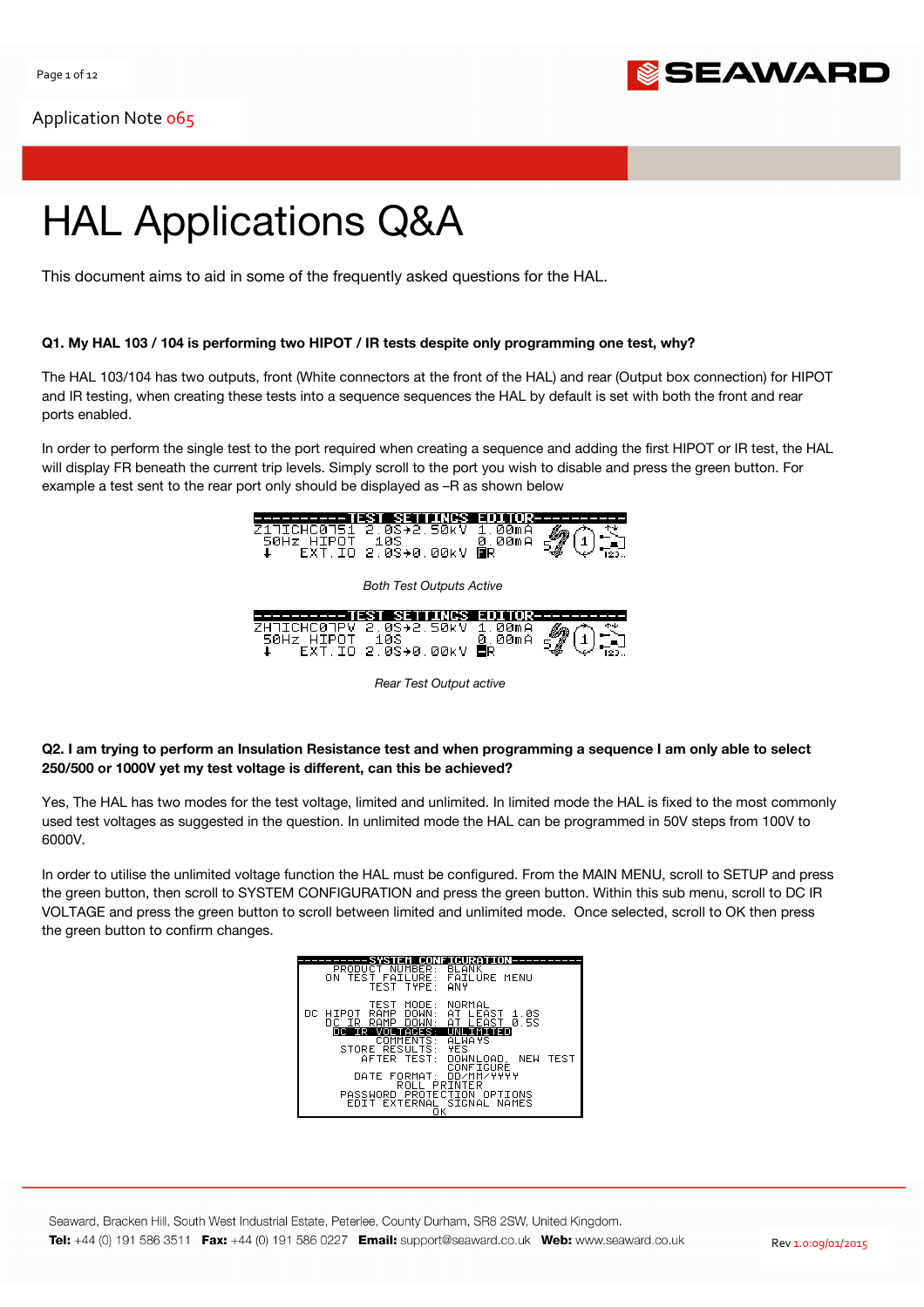Application Note 065

# HAL Applications Q&A

This document aims to aid in some of the frequently asked questions for the HAL.

**Q1. My HAL 103 / 104 is performing two HIPOT / IR tests despite only programming one test, why?**

The HAL 103/104 has two outputs, front (White connectors at the front of the HAL) and rear (Output box connection) for HIPOT and IR testing, when creating these tests into a sequence sequences the HAL by default is set with both the front and rear ports enabled.

In order to perform the single test to the port required when creating a sequence and adding the first HIPOT or IR test, the HAL will display FR beneath the current trip levels. Simply scroll to the port you wish to disable and press the green button. For example a test sent to the rear port only should be displayed as –R as shown below

```
----------TEST SETTINGS EDITOR----------
Z17ICHC0751 2.0S→2.50kV 1.00mA
 50Hz HIPOT  10S        0.00mA
 ↓     EXT.IO 2.0S→0.00kV FR
```

*Both Test Outputs Active*

```
----------TEST SETTINGS EDITOR----------
ZH7ICHC07PV 2.0S→2.50kV 1.00mA
 50Hz HIPOT  10S        0.00mA
 ↓     EXT.IO 2.0S→0.00kV -R
```

*Rear Test Output active*

**Q2. I am trying to perform an Insulation Resistance test and when programming a sequence I am only able to select 250/500 or 1000V yet my test voltage is different, can this be achieved?**

Yes, The HAL has two modes for the test voltage, limited and unlimited. In limited mode the HAL is fixed to the most commonly used test voltages as suggested in the question. In unlimited mode the HAL can be programmed in 50V steps from 100V to 6000V.

In order to utilise the unlimited voltage function the HAL must be configured. From the MAIN MENU, scroll to SETUP and press the green button, then scroll to SYSTEM CONFIGURATION and press the green button. Within this sub menu, scroll to DC IR VOLTAGE and press the green button to scroll between limited and unlimited mode. Once selected, scroll to OK then press the green button to confirm changes.

```
----------SYSTEM CONFIGURATION----------
      PRODUCT NUMBER: BLANK
   ON TEST FAILURE: FAILURE MENU
          TEST TYPE: ANY

          TEST MODE: NORMAL
 DC HIPOT RAMP DOWN: AT LEAST 1.0S
    DC IR RAMP DOWN: AT LEAST 0.5S
    DC IR VOLTAGES: UNLIMITED
           COMMENTS: ALWAYS
      STORE RESULTS: YES
         AFTER TEST: DOWNLOAD, NEW TEST
                     CONFIGURE
        DATE FORMAT: DD/MM/YYYY
             ROLL PRINTER
      PASSWORD PROTECTION OPTIONS
     EDIT EXTERNAL SIGNAL NAMES
                  OK
```

Seaward, Bracken Hill, South West Industrial Estate, Peterlee, County Durham, SR8 2SW, United Kingdom.
**Tel:** +44 (0) 191 586 3511 **Fax:** +44 (0) 191 586 0227 **Email:** support@seaward.co.uk **Web:** www.seaward.co.uk

Rev 1.0:09/01/2015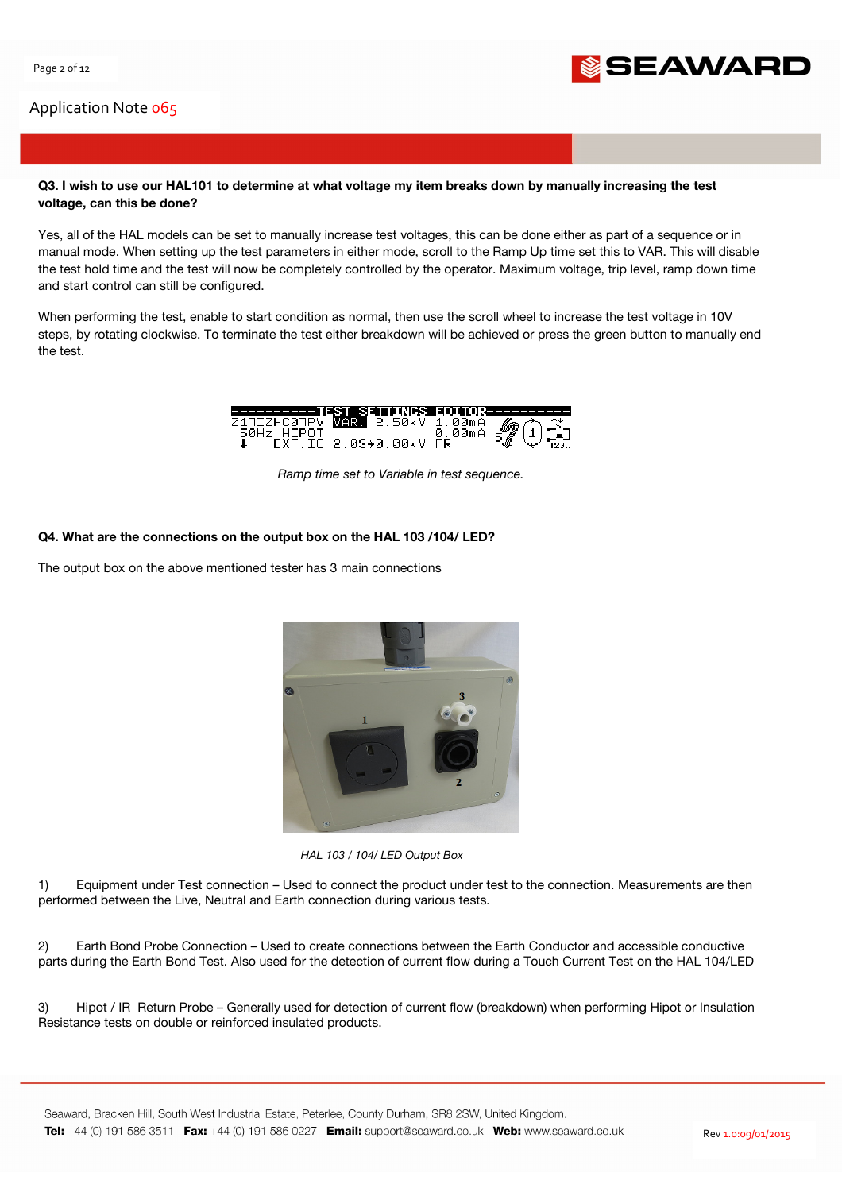**Q3. I wish to use our HAL101 to determine at what voltage my item breaks down by manually increasing the test voltage, can this be done?**

Yes, all of the HAL models can be set to manually increase test voltages, this can be done either as part of a sequence or in manual mode. When setting up the test parameters in either mode, scroll to the Ramp Up time set this to VAR. This will disable the test hold time and the test will now be completely controlled by the operator. Maximum voltage, trip level, ramp down time and start control can still be configured.

When performing the test, enable to start condition as normal, then use the scroll wheel to increase the test voltage in 10V steps, by rotating clockwise. To terminate the test either breakdown will be achieved or press the green button to manually end the test.

*Ramp time set to Variable in test sequence.*

**Q4. What are the connections on the output box on the HAL 103 /104/ LED?**

The output box on the above mentioned tester has 3 main connections

*HAL 103 / 104/ LED Output Box*

1) Equipment under Test connection – Used to connect the product under test to the connection. Measurements are then performed between the Live, Neutral and Earth connection during various tests.

2) Earth Bond Probe Connection – Used to create connections between the Earth Conductor and accessible conductive parts during the Earth Bond Test. Also used for the detection of current flow during a Touch Current Test on the HAL 104/LED

3) Hipot / IR Return Probe – Generally used for detection of current flow (breakdown) when performing Hipot or Insulation Resistance tests on double or reinforced insulated products.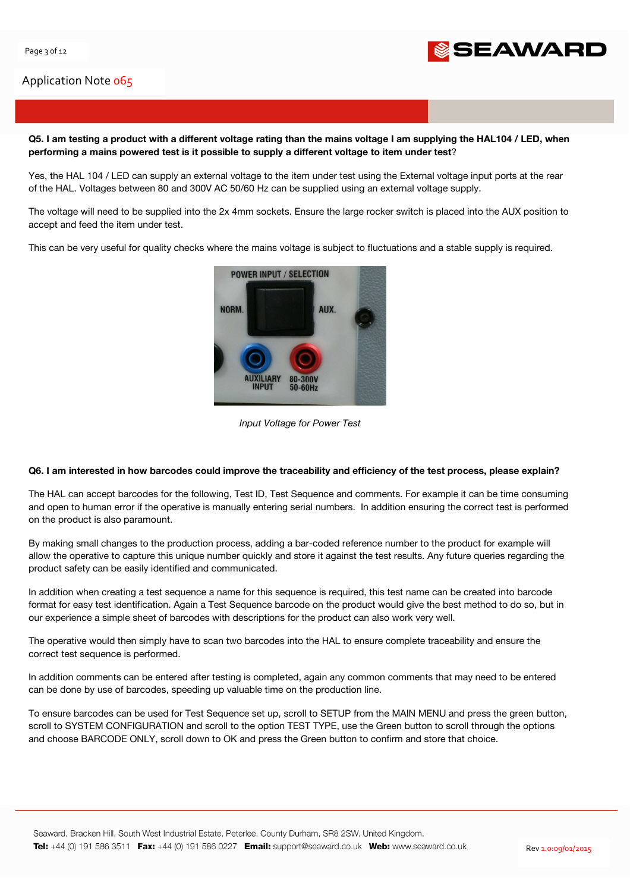**Q5. I am testing a product with a different voltage rating than the mains voltage I am supplying the HAL104 / LED, when performing a mains powered test is it possible to supply a different voltage to item under test?**

Yes, the HAL 104 / LED can supply an external voltage to the item under test using the External voltage input ports at the rear of the HAL. Voltages between 80 and 300V AC 50/60 Hz can be supplied using an external voltage supply.

The voltage will need to be supplied into the 2x 4mm sockets. Ensure the large rocker switch is placed into the AUX position to accept and feed the item under test.

This can be very useful for quality checks where the mains voltage is subject to fluctuations and a stable supply is required.

*Input Voltage for Power Test*

**Q6. I am interested in how barcodes could improve the traceability and efficiency of the test process, please explain?**

The HAL can accept barcodes for the following, Test ID, Test Sequence and comments. For example it can be time consuming and open to human error if the operative is manually entering serial numbers. In addition ensuring the correct test is performed on the product is also paramount.

By making small changes to the production process, adding a bar-coded reference number to the product for example will allow the operative to capture this unique number quickly and store it against the test results. Any future queries regarding the product safety can be easily identified and communicated.

In addition when creating a test sequence a name for this sequence is required, this test name can be created into barcode format for easy test identification. Again a Test Sequence barcode on the product would give the best method to do so, but in our experience a simple sheet of barcodes with descriptions for the product can also work very well.

The operative would then simply have to scan two barcodes into the HAL to ensure complete traceability and ensure the correct test sequence is performed.

In addition comments can be entered after testing is completed, again any common comments that may need to be entered can be done by use of barcodes, speeding up valuable time on the production line.

To ensure barcodes can be used for Test Sequence set up, scroll to SETUP from the MAIN MENU and press the green button, scroll to SYSTEM CONFIGURATION and scroll to the option TEST TYPE, use the Green button to scroll through the options and choose BARCODE ONLY, scroll down to OK and press the Green button to confirm and store that choice.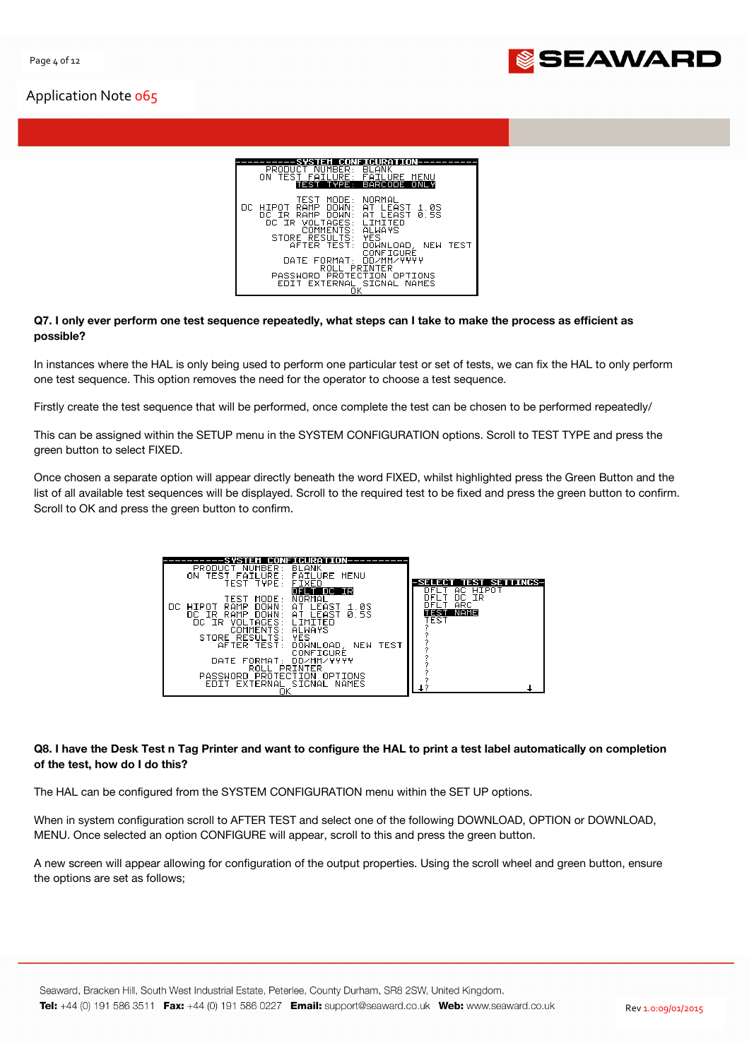```
-----------SYSTEM CONFIGURATION----------
   PRODUCT NUMBER: BLANK
  ON TEST FAILURE: FAILURE MENU
        TEST TYPE: BARCODE ONLY

        TEST MODE: NORMAL
DC HIPOT RAMP DOWN: AT LEAST 1.0S
  DC IR RAMP DOWN: AT LEAST 0.5S
   DC IR VOLTAGES: LIMITED
         COMMENTS: ALWAYS
    STORE RESULTS: YES
       AFTER TEST: DOWNLOAD, NEW TEST
                   CONFIGURE
      DATE FORMAT: DD/MM/YYYY
            ROLL PRINTER
     PASSWORD PROTECTION OPTIONS
      EDIT EXTERNAL SIGNAL NAMES
                 OK
```

**Q7. I only ever perform one test sequence repeatedly, what steps can I take to make the process as efficient as possible?**

In instances where the HAL is only being used to perform one particular test or set of tests, we can fix the HAL to only perform one test sequence. This option removes the need for the operator to choose a test sequence.

Firstly create the test sequence that will be performed, once complete the test can be chosen to be performed repeatedly/

This can be assigned within the SETUP menu in the SYSTEM CONFIGURATION options. Scroll to TEST TYPE and press the green button to select FIXED.

Once chosen a separate option will appear directly beneath the word FIXED, whilst highlighted press the Green Button and the list of all available test sequences will be displayed. Scroll to the required test to be fixed and press the green button to confirm. Scroll to OK and press the green button to confirm.

```
-----------SYSTEM CONFIGURATION----------
   PRODUCT NUMBER: BLANK
  ON TEST FAILURE: FAILURE MENU
        TEST TYPE: FIXED
                   DFLT DC IR
        TEST MODE: NORMAL
DC HIPOT RAMP DOWN: AT LEAST 1.0S
  DC IR RAMP DOWN: AT LEAST 0.5S
   DC IR VOLTAGES: LIMITED
         COMMENTS: ALWAYS
    STORE RESULTS: YES
       AFTER TEST: DOWNLOAD, NEW TEST
                   CONFIGURE
      DATE FORMAT: DD/MM/YYYY
            ROLL PRINTER
     PASSWORD PROTECTION OPTIONS
      EDIT EXTERNAL SIGNAL NAMES
                 OK
```

```
-SELECT TEST SETTINGS-
   DFLT AC HIPOT
   DFLT DC IR
   DFLT ARC
   TEST NAME
   TEST
   ?
   ?
   ?
   ?
   ?
   ?
   ?
   ?
 ↓?                 ↓
```

**Q8. I have the Desk Test n Tag Printer and want to configure the HAL to print a test label automatically on completion of the test, how do I do this?**

The HAL can be configured from the SYSTEM CONFIGURATION menu within the SET UP options.

When in system configuration scroll to AFTER TEST and select one of the following DOWNLOAD, OPTION or DOWNLOAD, MENU. Once selected an option CONFIGURE will appear, scroll to this and press the green button.

A new screen will appear allowing for configuration of the output properties. Using the scroll wheel and green button, ensure the options are set as follows;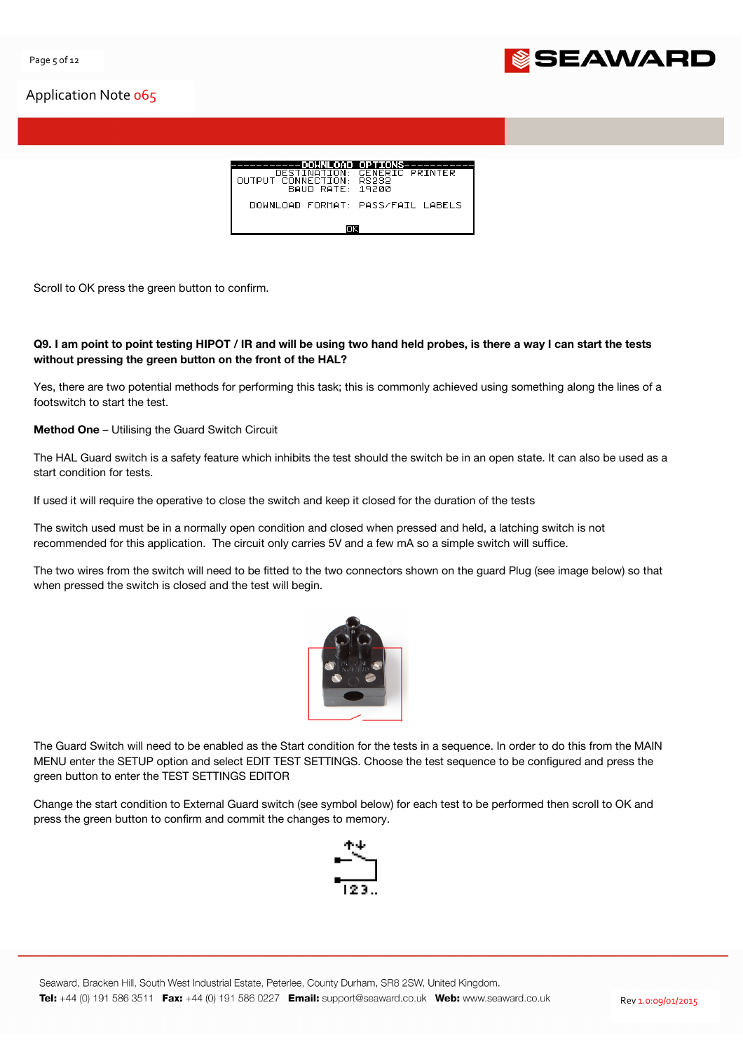```
-----------DOWNLOAD OPTIONS-----------
     DESTINATION:  GENERIC PRINTER
OUTPUT CONNECTION:  RS232
       BAUD RATE:  19200

  DOWNLOAD FORMAT:  PASS/FAIL LABELS

                OK
```

Scroll to OK press the green button to confirm.

**Q9. I am point to point testing HIPOT / IR and will be using two hand held probes, is there a way I can start the tests without pressing the green button on the front of the HAL?**

Yes, there are two potential methods for performing this task; this is commonly achieved using something along the lines of a footswitch to start the test.

**Method One** – Utilising the Guard Switch Circuit

The HAL Guard switch is a safety feature which inhibits the test should the switch be in an open state. It can also be used as a start condition for tests.

If used it will require the operative to close the switch and keep it closed for the duration of the tests

The switch used must be in a normally open condition and closed when pressed and held, a latching switch is not recommended for this application. The circuit only carries 5V and a few mA so a simple switch will suffice.

The two wires from the switch will need to be fitted to the two connectors shown on the guard Plug (see image below) so that when pressed the switch is closed and the test will begin.

The Guard Switch will need to be enabled as the Start condition for the tests in a sequence. In order to do this from the MAIN MENU enter the SETUP option and select EDIT TEST SETTINGS. Choose the test sequence to be configured and press the green button to enter the TEST SETTINGS EDITOR

Change the start condition to External Guard switch (see symbol below) for each test to be performed then scroll to OK and press the green button to confirm and commit the changes to memory.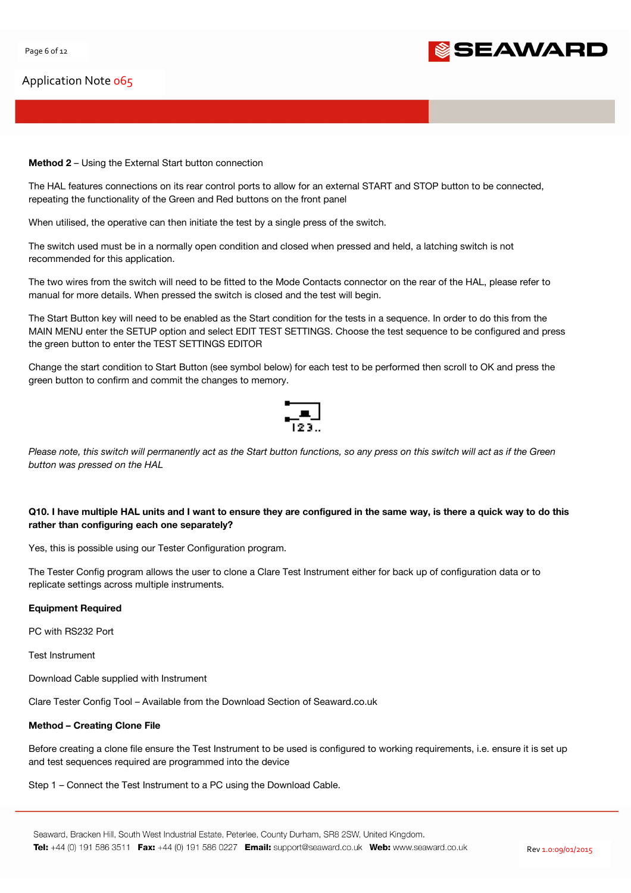**Method 2** – Using the External Start button connection

The HAL features connections on its rear control ports to allow for an external START and STOP button to be connected, repeating the functionality of the Green and Red buttons on the front panel

When utilised, the operative can then initiate the test by a single press of the switch.

The switch used must be in a normally open condition and closed when pressed and held, a latching switch is not recommended for this application.

The two wires from the switch will need to be fitted to the Mode Contacts connector on the rear of the HAL, please refer to manual for more details. When pressed the switch is closed and the test will begin.

The Start Button key will need to be enabled as the Start condition for the tests in a sequence. In order to do this from the MAIN MENU enter the SETUP option and select EDIT TEST SETTINGS. Choose the test sequence to be configured and press the green button to enter the TEST SETTINGS EDITOR

Change the start condition to Start Button (see symbol below) for each test to be performed then scroll to OK and press the green button to confirm and commit the changes to memory.

*Please note, this switch will permanently act as the Start button functions, so any press on this switch will act as if the Green button was pressed on the HAL*

**Q10. I have multiple HAL units and I want to ensure they are configured in the same way, is there a quick way to do this rather than configuring each one separately?**

Yes, this is possible using our Tester Configuration program.

The Tester Config program allows the user to clone a Clare Test Instrument either for back up of configuration data or to replicate settings across multiple instruments.

**Equipment Required**

PC with RS232 Port

Test Instrument

Download Cable supplied with Instrument

Clare Tester Config Tool – Available from the Download Section of Seaward.co.uk

**Method – Creating Clone File**

Before creating a clone file ensure the Test Instrument to be used is configured to working requirements, i.e. ensure it is set up and test sequences required are programmed into the device

Step 1 – Connect the Test Instrument to a PC using the Download Cable.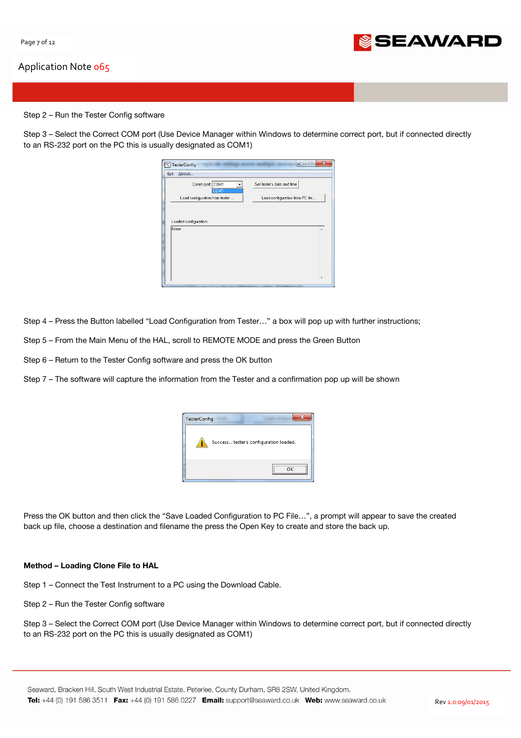Step 2 – Run the Tester Config software

Step 3 – Select the Correct COM port (Use Device Manager within Windows to determine correct port, but if connected directly to an RS-232 port on the PC this is usually designated as COM1)

Step 4 – Press the Button labelled "Load Configuration from Tester…" a box will pop up with further instructions;

Step 5 – From the Main Menu of the HAL, scroll to REMOTE MODE and press the Green Button

Step 6 – Return to the Tester Config software and press the OK button

Step 7 – The software will capture the information from the Tester and a confirmation pop up will be shown

Press the OK button and then click the "Save Loaded Configuration to PC File…", a prompt will appear to save the created back up file, choose a destination and filename the press the Open Key to create and store the back up.

**Method – Loading Clone File to HAL**

Step 1 – Connect the Test Instrument to a PC using the Download Cable.

Step 2 – Run the Tester Config software

Step 3 – Select the Correct COM port (Use Device Manager within Windows to determine correct port, but if connected directly to an RS-232 port on the PC this is usually designated as COM1)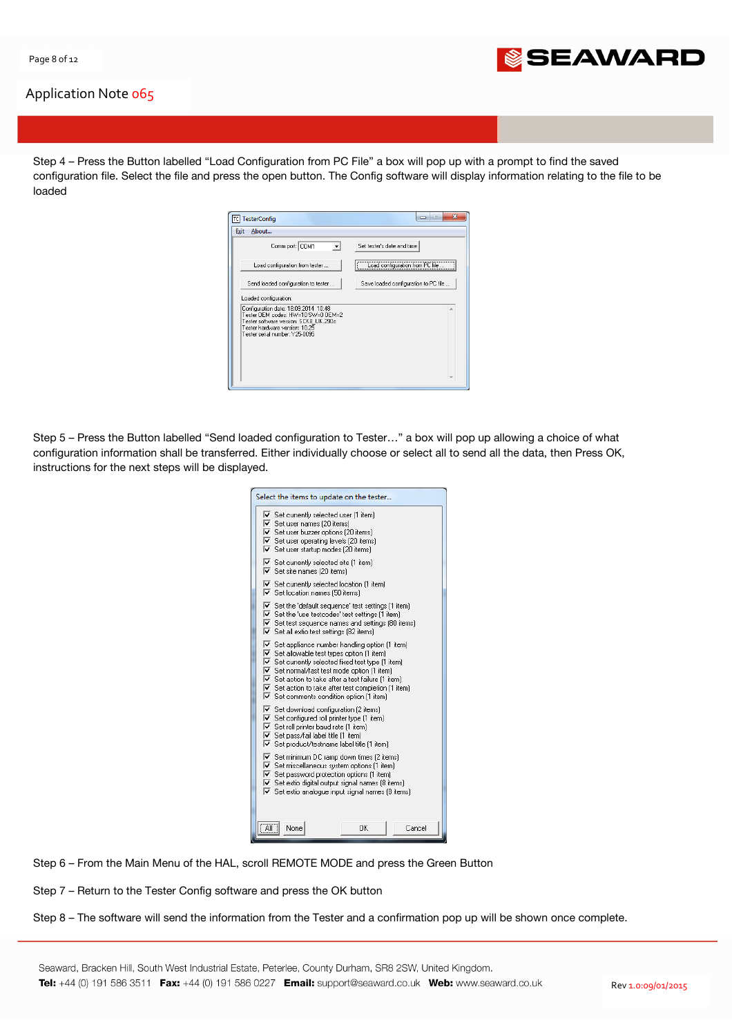Step 4 – Press the Button labelled "Load Configuration from PC File" a box will pop up with a prompt to find the saved configuration file. Select the file and press the open button. The Config software will display information relating to the file to be loaded

Step 5 – Press the Button labelled "Send loaded configuration to Tester…" a box will pop up allowing a choice of what configuration information shall be transferred. Either individually choose or select all to send all the data, then Press OK, instructions for the next steps will be displayed.

Step 6 – From the Main Menu of the HAL, scroll REMOTE MODE and press the Green Button

Step 7 – Return to the Tester Config software and press the OK button

Step 8 – The software will send the information from the Tester and a confirmation pop up will be shown once complete.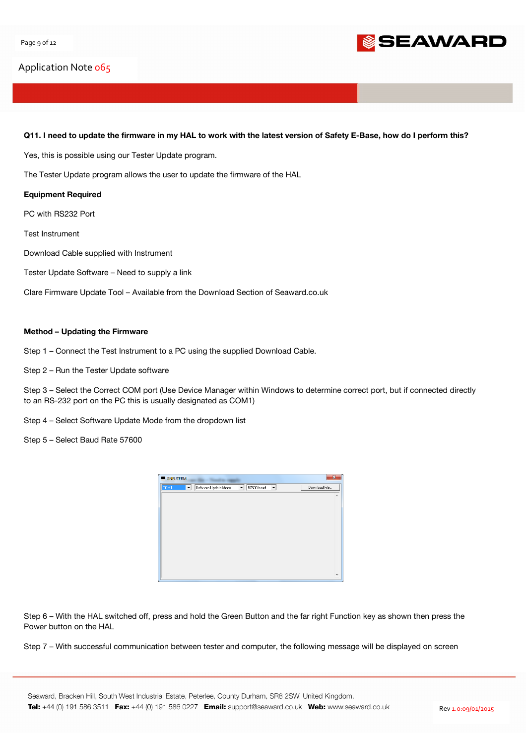**Q11. I need to update the firmware in my HAL to work with the latest version of Safety E-Base, how do I perform this?**

Yes, this is possible using our Tester Update program.

The Tester Update program allows the user to update the firmware of the HAL

**Equipment Required**

PC with RS232 Port

Test Instrument

Download Cable supplied with Instrument

Tester Update Software – Need to supply a link

Clare Firmware Update Tool – Available from the Download Section of Seaward.co.uk

**Method – Updating the Firmware**

Step 1 – Connect the Test Instrument to a PC using the supplied Download Cable.

Step 2 – Run the Tester Update software

Step 3 – Select the Correct COM port (Use Device Manager within Windows to determine correct port, but if connected directly to an RS-232 port on the PC this is usually designated as COM1)

Step 4 – Select Software Update Mode from the dropdown list

Step 5 – Select Baud Rate 57600

Step 6 – With the HAL switched off, press and hold the Green Button and the far right Function key as shown then press the Power button on the HAL

Step 7 – With successful communication between tester and computer, the following message will be displayed on screen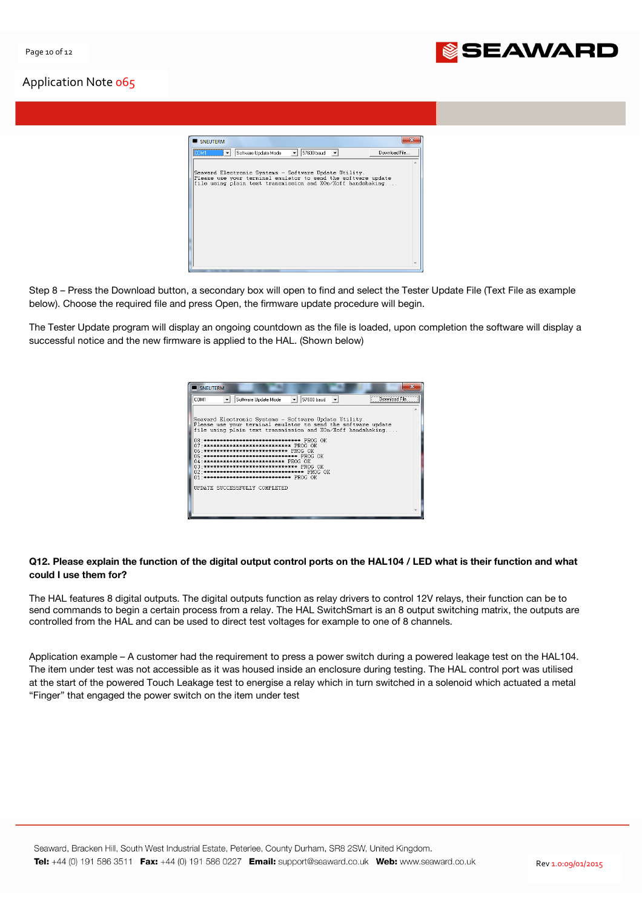Step 8 – Press the Download button, a secondary box will open to find and select the Tester Update File (Text File as example below). Choose the required file and press Open, the firmware update procedure will begin.

The Tester Update program will display an ongoing countdown as the file is loaded, upon completion the software will display a successful notice and the new firmware is applied to the HAL. (Shown below)

**Q12. Please explain the function of the digital output control ports on the HAL104 / LED what is their function and what could I use them for?**

The HAL features 8 digital outputs. The digital outputs function as relay drivers to control 12V relays, their function can be to send commands to begin a certain process from a relay. The HAL SwitchSmart is an 8 output switching matrix, the outputs are controlled from the HAL and can be used to direct test voltages for example to one of 8 channels.

Application example – A customer had the requirement to press a power switch during a powered leakage test on the HAL104. The item under test was not accessible as it was housed inside an enclosure during testing. The HAL control port was utilised at the start of the powered Touch Leakage test to energise a relay which in turn switched in a solenoid which actuated a metal "Finger" that engaged the power switch on the item under test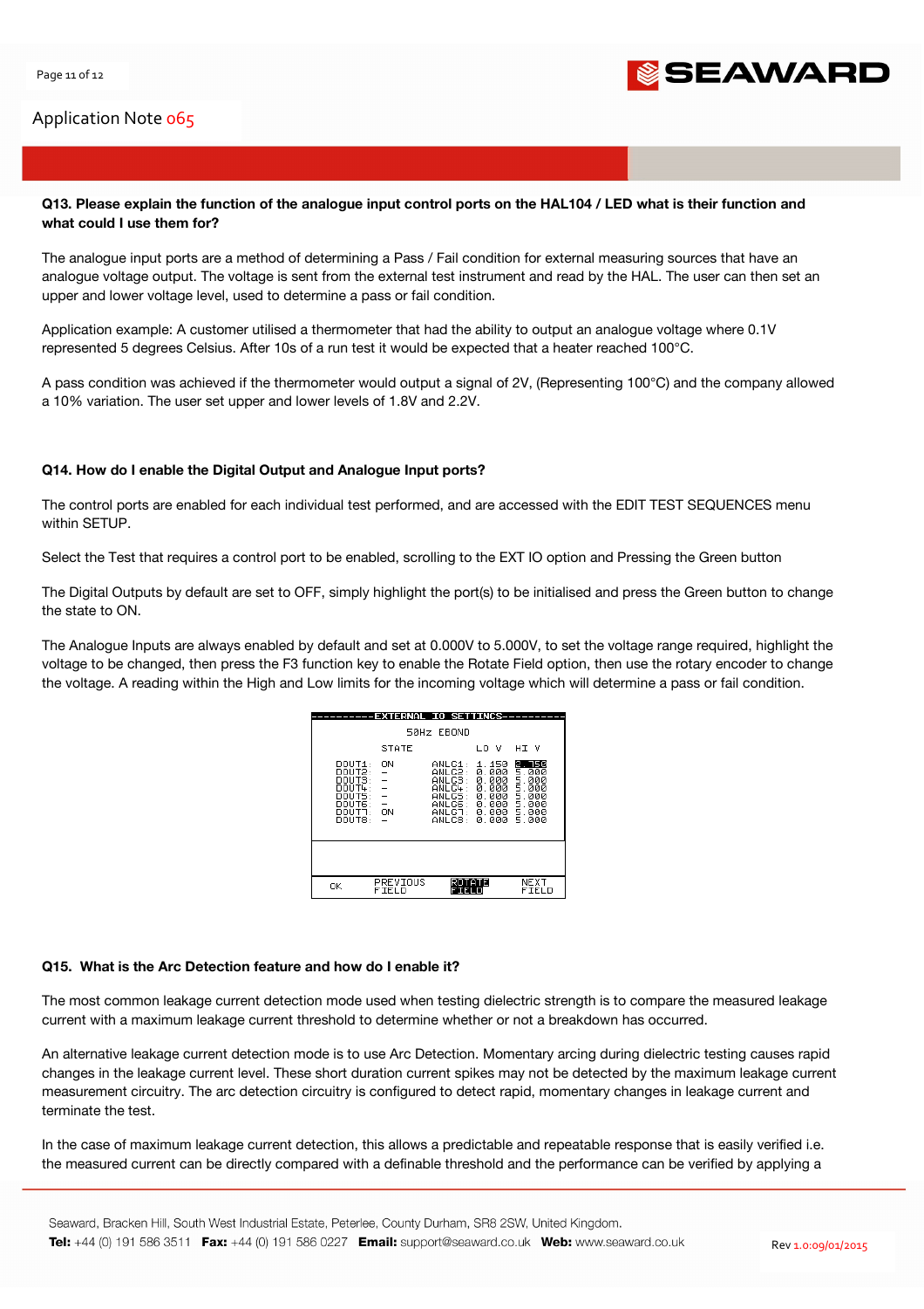**Q13. Please explain the function of the analogue input control ports on the HAL104 / LED what is their function and what could I use them for?**

The analogue input ports are a method of determining a Pass / Fail condition for external measuring sources that have an analogue voltage output. The voltage is sent from the external test instrument and read by the HAL. The user can then set an upper and lower voltage level, used to determine a pass or fail condition.

Application example: A customer utilised a thermometer that had the ability to output an analogue voltage where 0.1V represented 5 degrees Celsius. After 10s of a run test it would be expected that a heater reached 100°C.

A pass condition was achieved if the thermometer would output a signal of 2V, (Representing 100°C) and the company allowed a 10% variation. The user set upper and lower levels of 1.8V and 2.2V.

**Q14. How do I enable the Digital Output and Analogue Input ports?**

The control ports are enabled for each individual test performed, and are accessed with the EDIT TEST SEQUENCES menu within SETUP.

Select the Test that requires a control port to be enabled, scrolling to the EXT IO option and Pressing the Green button

The Digital Outputs by default are set to OFF, simply highlight the port(s) to be initialised and press the Green button to change the state to ON.

The Analogue Inputs are always enabled by default and set at 0.000V to 5.000V, to set the voltage range required, highlight the voltage to be changed, then press the F3 function key to enable the Rotate Field option, then use the rotary encoder to change the voltage. A reading within the High and Low limits for the incoming voltage which will determine a pass or fail condition.

```
----------EXTERNAL IO SETTINGS----------
              50Hz EBOND
          STATE                LO V   HI V
 DOUT1:   ON       ANLG1:  1.150  2.150
 DOUT2:   -        ANLG2:  0.000  5.000
 DOUT3:   -        ANLG3:  0.000  5.000
 DOUT4:   -        ANLG4:  0.000  5.000
 DOUT5:   -        ANLG5:  0.000  5.000
 DOUT6:   -        ANLG6:  0.000  5.000
 DOUT7:   ON       ANLG7:  0.000  5.000
 DOUT8:   -        ANLG8:  0.000  5.000

  OK     PREVIOUS    ROTATE    NEXT
         FIELD       FIELD     FIELD
```

**Q15. What is the Arc Detection feature and how do I enable it?**

The most common leakage current detection mode used when testing dielectric strength is to compare the measured leakage current with a maximum leakage current threshold to determine whether or not a breakdown has occurred.

An alternative leakage current detection mode is to use Arc Detection. Momentary arcing during dielectric testing causes rapid changes in the leakage current level. These short duration current spikes may not be detected by the maximum leakage current measurement circuitry. The arc detection circuitry is configured to detect rapid, momentary changes in leakage current and terminate the test.

In the case of maximum leakage current detection, this allows a predictable and repeatable response that is easily verified i.e. the measured current can be directly compared with a definable threshold and the performance can be verified by applying a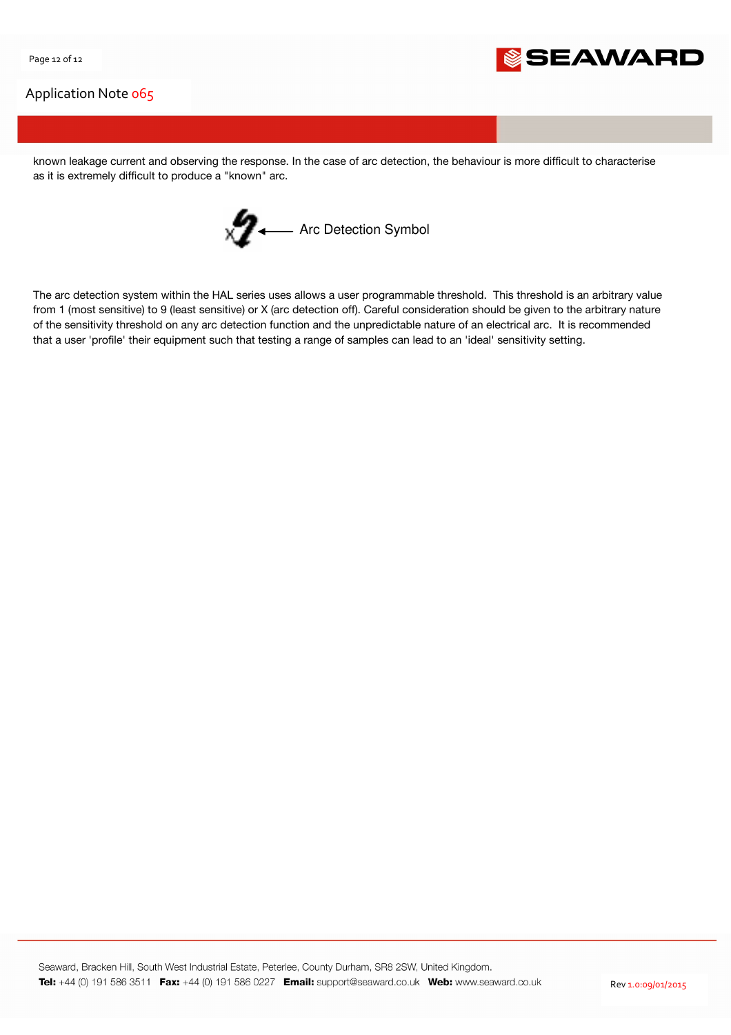known leakage current and observing the response. In the case of arc detection, the behaviour is more difficult to characterise as it is extremely difficult to produce a "known" arc.

Arc Detection Symbol

The arc detection system within the HAL series uses allows a user programmable threshold. This threshold is an arbitrary value from 1 (most sensitive) to 9 (least sensitive) or X (arc detection off). Careful consideration should be given to the arbitrary nature of the sensitivity threshold on any arc detection function and the unpredictable nature of an electrical arc. It is recommended that a user 'profile' their equipment such that testing a range of samples can lead to an 'ideal' sensitivity setting.